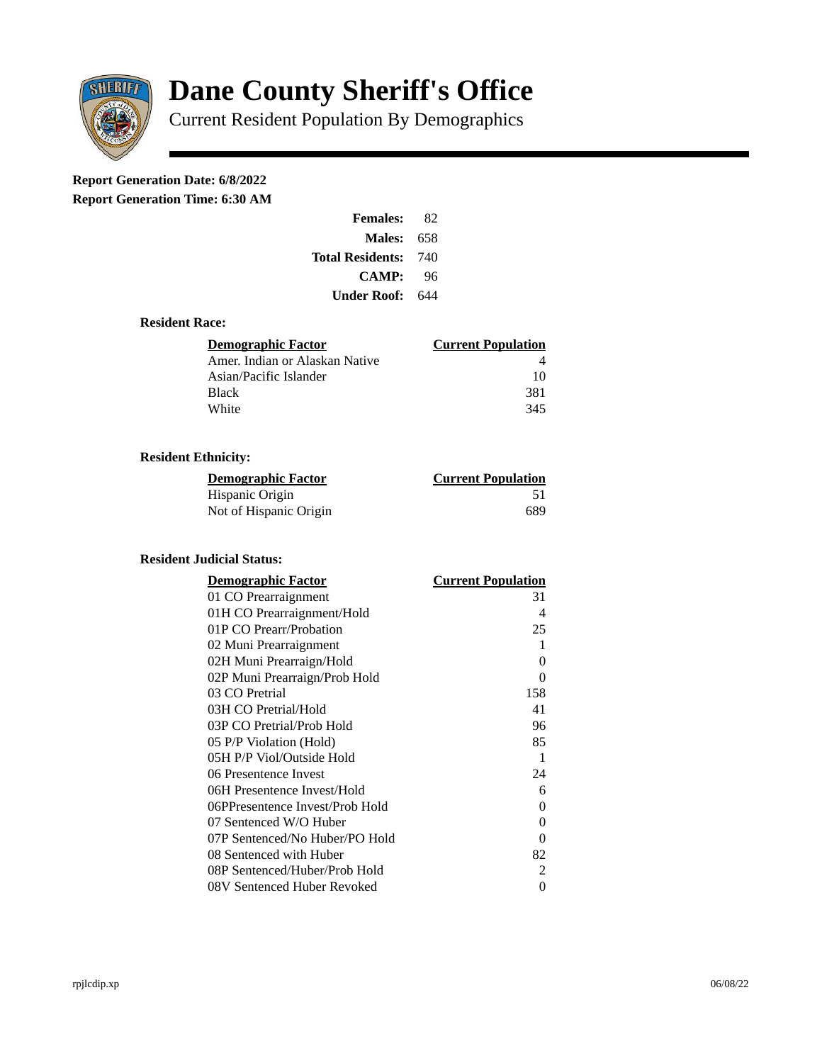# Dane County Sheriff's Office

Current Resident Population By Demographics

**Report Generation Date: 6/8/2022**

**Report Generation Time: 6:30 AM**

| | |
|---|---|
| **Females:** | 82 |
| **Males:** | 658 |
| **Total Residents:** | 740 |
| **CAMP:** | 96 |
| **Under Roof:** | 644 |

### Resident Race:

| Demographic Factor | Current Population |
|---|---|
| Amer. Indian or Alaskan Native | 4 |
| Asian/Pacific Islander | 10 |
| Black | 381 |
| White | 345 |

### Resident Ethnicity:

| Demographic Factor | Current Population |
|---|---|
| Hispanic Origin | 51 |
| Not of Hispanic Origin | 689 |

### Resident Judicial Status:

| Demographic Factor | Current Population |
|---|---|
| 01 CO Prearraignment | 31 |
| 01H CO Prearraignment/Hold | 4 |
| 01P CO Prearr/Probation | 25 |
| 02 Muni Prearraignment | 1 |
| 02H Muni Prearraign/Hold | 0 |
| 02P Muni Prearraign/Prob Hold | 0 |
| 03 CO Pretrial | 158 |
| 03H CO Pretrial/Hold | 41 |
| 03P CO Pretrial/Prob Hold | 96 |
| 05 P/P Violation (Hold) | 85 |
| 05H P/P Viol/Outside Hold | 1 |
| 06 Presentence Invest | 24 |
| 06H Presentence Invest/Hold | 6 |
| 06PPresentence Invest/Prob Hold | 0 |
| 07 Sentenced W/O Huber | 0 |
| 07P Sentenced/No Huber/PO Hold | 0 |
| 08 Sentenced with Huber | 82 |
| 08P Sentenced/Huber/Prob Hold | 2 |
| 08V Sentenced Huber Revoked | 0 |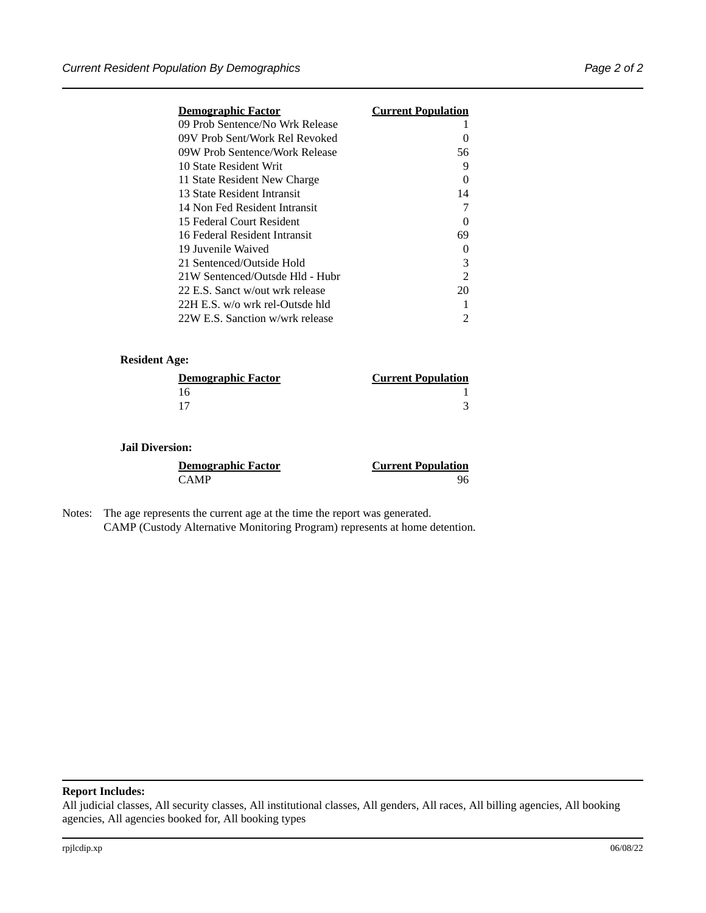| Demographic Factor | Current Population |
|---|---|
| 09 Prob Sentence/No Wrk Release | 1 |
| 09V Prob Sent/Work Rel Revoked | 0 |
| 09W Prob Sentence/Work Release | 56 |
| 10 State Resident Writ | 9 |
| 11 State Resident New Charge | 0 |
| 13 State Resident Intransit | 14 |
| 14 Non Fed Resident Intransit | 7 |
| 15 Federal Court Resident | 0 |
| 16 Federal Resident Intransit | 69 |
| 19 Juvenile Waived | 0 |
| 21 Sentenced/Outside Hold | 3 |
| 21W Sentenced/Outsde Hld - Hubr | 2 |
| 22 E.S. Sanct w/out wrk release | 20 |
| 22H E.S. w/o wrk rel-Outsde hld | 1 |
| 22W E.S. Sanction w/wrk release | 2 |

**Resident Age:**

| Demographic Factor | Current Population |
|---|---|
| 16 | 1 |
| 17 | 3 |

**Jail Diversion:**

| Demographic Factor | Current Population |
|---|---|
| CAMP | 96 |

Notes: The age represents the current age at the time the report was generated.
CAMP (Custody Alternative Monitoring Program) represents at home detention.

**Report Includes:**

All judicial classes, All security classes, All institutional classes, All genders, All races, All billing agencies, All booking agencies, All agencies booked for, All booking types

rpjlcdip.xp 06/08/22